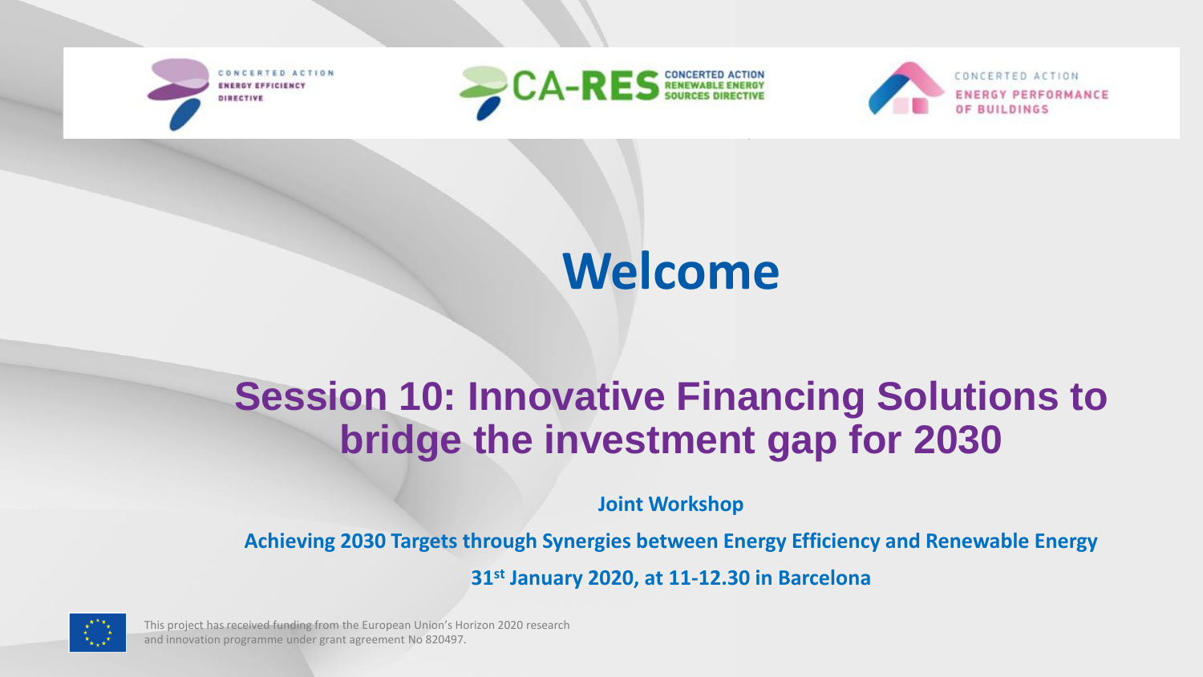CONCERTED ACTION ENERGY EFFICIENCY DIRECTIVE

CA-RES CONCERTED ACTION RENEWABLE ENERGY SOURCES DIRECTIVE

CONCERTED ACTION ENERGY PERFORMANCE OF BUILDINGS

# Welcome

## Session 10: Innovative Financing Solutions to bridge the investment gap for 2030

**Joint Workshop**

**Achieving 2030 Targets through Synergies between Energy Efficiency and Renewable Energy**

**31st January 2020, at 11-12.30 in Barcelona**

This project has received funding from the European Union's Horizon 2020 research and innovation programme under grant agreement No 820497.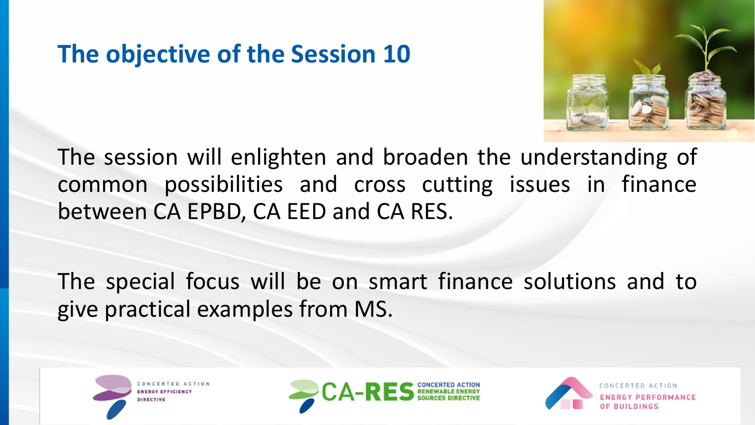# The objective of the Session 10

The session will enlighten and broaden the understanding of common possibilities and cross cutting issues in finance between CA EPBD, CA EED and CA RES.

The special focus will be on smart finance solutions and to give practical examples from MS.

CONCERTED ACTION ENERGY EFFICIENCY DIRECTIVE

CA-RES CONCERTED ACTION RENEWABLE ENERGY SOURCES DIRECTIVE

CONCERTED ACTION ENERGY PERFORMANCE OF BUILDINGS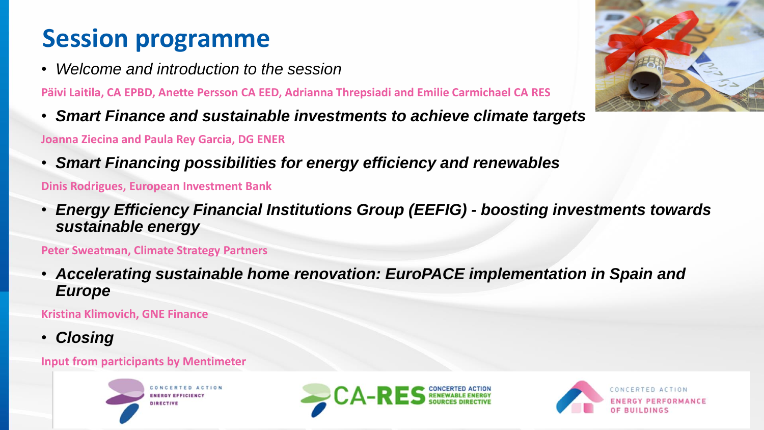# Session programme

- *Welcome and introduction to the session*

**Päivi Laitila, CA EPBD, Anette Persson CA EED, Adrianna Threpsiadi and Emilie Carmichael CA RES**

- ***Smart Finance and sustainable investments to achieve climate targets***

**Joanna Ziecina and Paula Rey Garcia, DG ENER**

- ***Smart Financing possibilities for energy efficiency and renewables***

**Dinis Rodrigues, European Investment Bank**

- ***Energy Efficiency Financial Institutions Group (EEFIG) - boosting investments towards sustainable energy***

**Peter Sweatman, Climate Strategy Partners**

- ***Accelerating sustainable home renovation: EuroPACE implementation in Spain and Europe***

**Kristina Klimovich, GNE Finance**

- ***Closing***

**Input from participants by Mentimeter**

CONCERTED ACTION ENERGY EFFICIENCY DIRECTIVE

CA-RES CONCERTED ACTION RENEWABLE ENERGY SOURCES DIRECTIVE

CONCERTED ACTION ENERGY PERFORMANCE OF BUILDINGS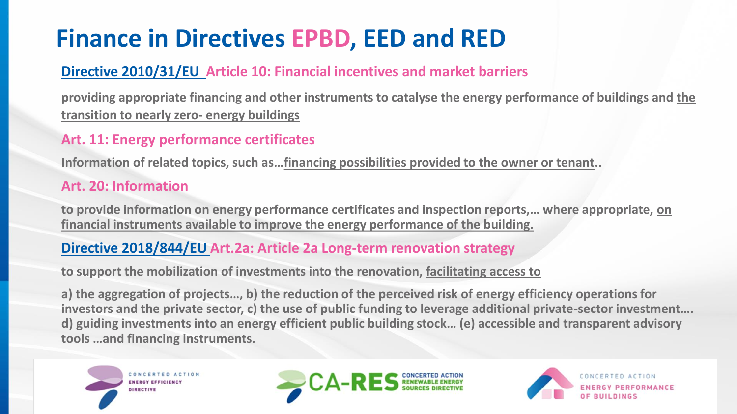# Finance in Directives EPBD, EED and RED

**Directive 2010/31/EU Article 10: Financial incentives and market barriers**

**providing appropriate financing and other instruments to catalyse the energy performance of buildings and the transition to nearly zero- energy buildings**

**Art. 11: Energy performance certificates**

**Information of related topics, such as…financing possibilities provided to the owner or tenant..**

**Art. 20: Information**

**to provide information on energy performance certificates and inspection reports,… where appropriate, on financial instruments available to improve the energy performance of the building.**

**Directive 2018/844/EU Art.2a: Article 2a Long-term renovation strategy**

**to support the mobilization of investments into the renovation, facilitating access to**

**a) the aggregation of projects…, b) the reduction of the perceived risk of energy efficiency operations for investors and the private sector, c) the use of public funding to leverage additional private-sector investment…. d) guiding investments into an energy efficient public building stock… (e) accessible and transparent advisory tools …and financing instruments.**

CONCERTED ACTION ENERGY EFFICIENCY DIRECTIVE

CA-RES CONCERTED ACTION RENEWABLE ENERGY SOURCES DIRECTIVE

CONCERTED ACTION ENERGY PERFORMANCE OF BUILDINGS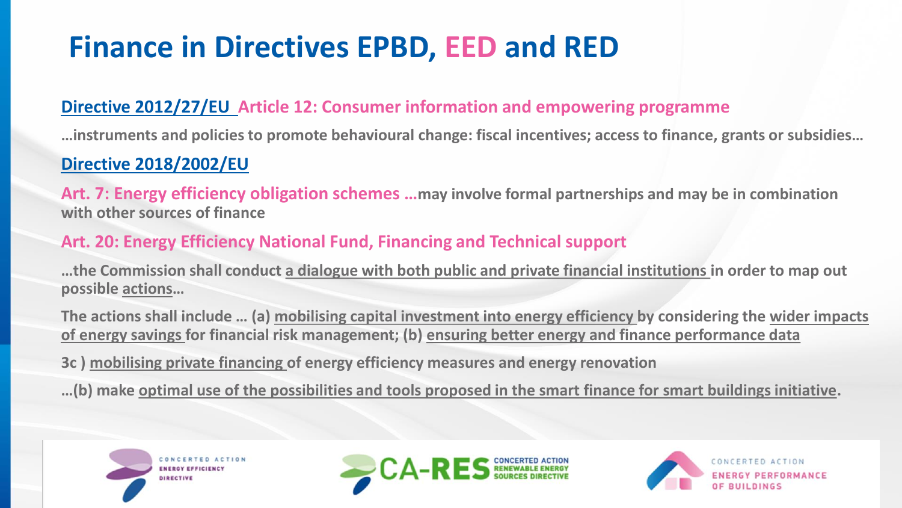# Finance in Directives EPBD, EED and RED

**Directive 2012/27/EU Article 12: Consumer information and empowering programme**

**…instruments and policies to promote behavioural change: fiscal incentives; access to finance, grants or subsidies…**

**Directive 2018/2002/EU**

**Art. 7: Energy efficiency obligation schemes …may involve formal partnerships and may be in combination with other sources of finance**

**Art. 20: Energy Efficiency National Fund, Financing and Technical support**

**…the Commission shall conduct a dialogue with both public and private financial institutions in order to map out possible actions…**

**The actions shall include … (a) mobilising capital investment into energy efficiency by considering the wider impacts of energy savings for financial risk management; (b) ensuring better energy and finance performance data**

**3c ) mobilising private financing of energy efficiency measures and energy renovation**

**…(b) make optimal use of the possibilities and tools proposed in the smart finance for smart buildings initiative.**

CONCERTED ACTION ENERGY EFFICIENCY DIRECTIVE

CA-RES CONCERTED ACTION RENEWABLE ENERGY SOURCES DIRECTIVE

CONCERTED ACTION ENERGY PERFORMANCE OF BUILDINGS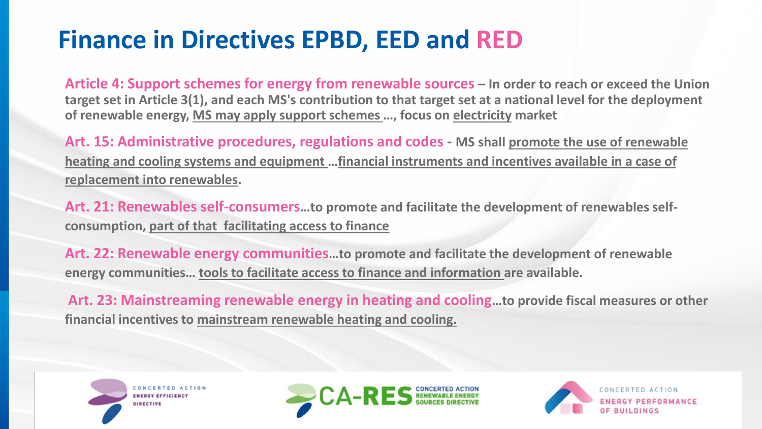# Finance in Directives EPBD, EED and RED

**Article 4: Support schemes for energy from renewable sources** – In order to reach or exceed the Union target set in Article 3(1), and each MS's contribution to that target set at a national level for the deployment of renewable energy, MS may apply support schemes …, focus on electricity market

**Art. 15: Administrative procedures, regulations and codes** - MS shall promote the use of renewable heating and cooling systems and equipment …financial instruments and incentives available in a case of replacement into renewables.

**Art. 21: Renewables self-consumers**…to promote and facilitate the development of renewables self-consumption, part of that facilitating access to finance

**Art. 22: Renewable energy communities**…to promote and facilitate the development of renewable energy communities… tools to facilitate access to finance and information are available.

**Art. 23: Mainstreaming renewable energy in heating and cooling**…to provide fiscal measures or other financial incentives to mainstream renewable heating and cooling.

CONCERTED ACTION ENERGY EFFICIENCY DIRECTIVE

CA-RES CONCERTED ACTION RENEWABLE ENERGY SOURCES DIRECTIVE

CONCERTED ACTION ENERGY PERFORMANCE OF BUILDINGS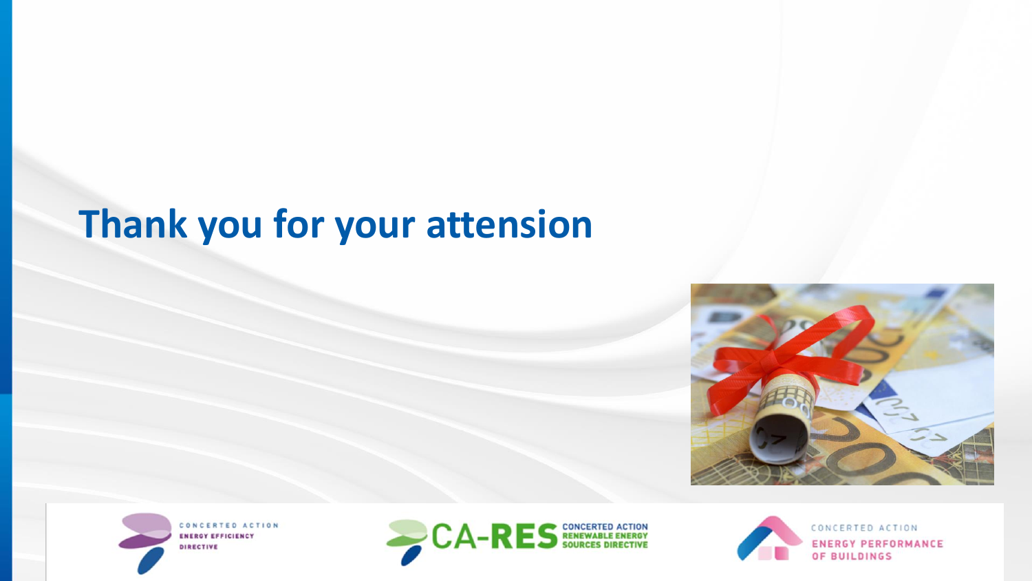# Thank you for your attension

CONCERTED ACTION ENERGY EFFICIENCY DIRECTIVE

CA-RES CONCERTED ACTION RENEWABLE ENERGY SOURCES DIRECTIVE

CONCERTED ACTION ENERGY PERFORMANCE OF BUILDINGS